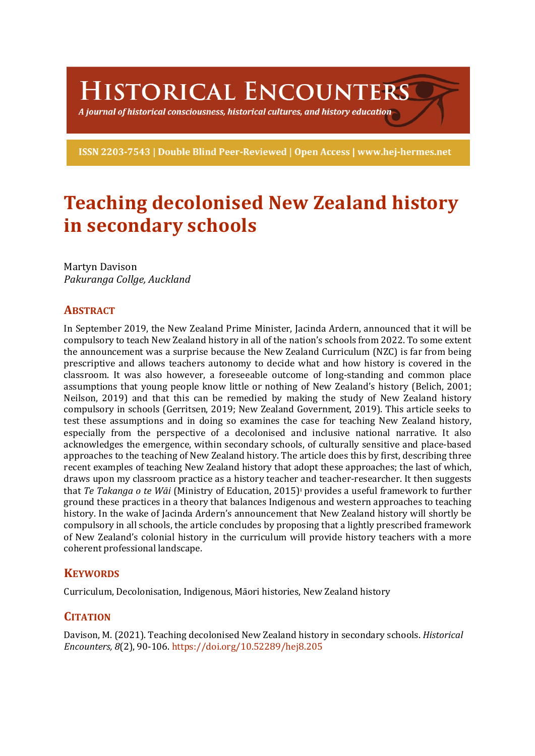# HISTORICAL ENCOUNTERS

*A journal of historical consciousness, historical cultures, and history education*

**ISSN 2203-7543 | Double Blind Peer-Reviewed | Open Access | www.hej-hermes.net**

# Teaching decolonised New Zealand history in secondary schools

Martyn Davison
*Pakuranga Collge, Auckland*

## ABSTRACT

In September 2019, the New Zealand Prime Minister, Jacinda Ardern, announced that it will be compulsory to teach New Zealand history in all of the nation's schools from 2022. To some extent the announcement was a surprise because the New Zealand Curriculum (NZC) is far from being prescriptive and allows teachers autonomy to decide what and how history is covered in the classroom. It was also however, a foreseeable outcome of long-standing and common place assumptions that young people know little or nothing of New Zealand's history (Belich, 2001; Neilson, 2019) and that this can be remedied by making the study of New Zealand history compulsory in schools (Gerritsen, 2019; New Zealand Government, 2019). This article seeks to test these assumptions and in doing so examines the case for teaching New Zealand history, especially from the perspective of a decolonised and inclusive national narrative. It also acknowledges the emergence, within secondary schools, of culturally sensitive and place-based approaches to the teaching of New Zealand history. The article does this by first, describing three recent examples of teaching New Zealand history that adopt these approaches; the last of which, draws upon my classroom practice as a history teacher and teacher-researcher. It then suggests that *Te Takanga o te Wāi* (Ministry of Education, 2015)[1] provides a useful framework to further ground these practices in a theory that balances Indigenous and western approaches to teaching history. In the wake of Jacinda Ardern's announcement that New Zealand history will shortly be compulsory in all schools, the article concludes by proposing that a lightly prescribed framework of New Zealand's colonial history in the curriculum will provide history teachers with a more coherent professional landscape.

## KEYWORDS

Curriculum, Decolonisation, Indigenous, Māori histories, New Zealand history

## CITATION

Davison, M. (2021). Teaching decolonised New Zealand history in secondary schools. *Historical Encounters, 8*(2), 90-106. https://doi.org/10.52289/hej8.205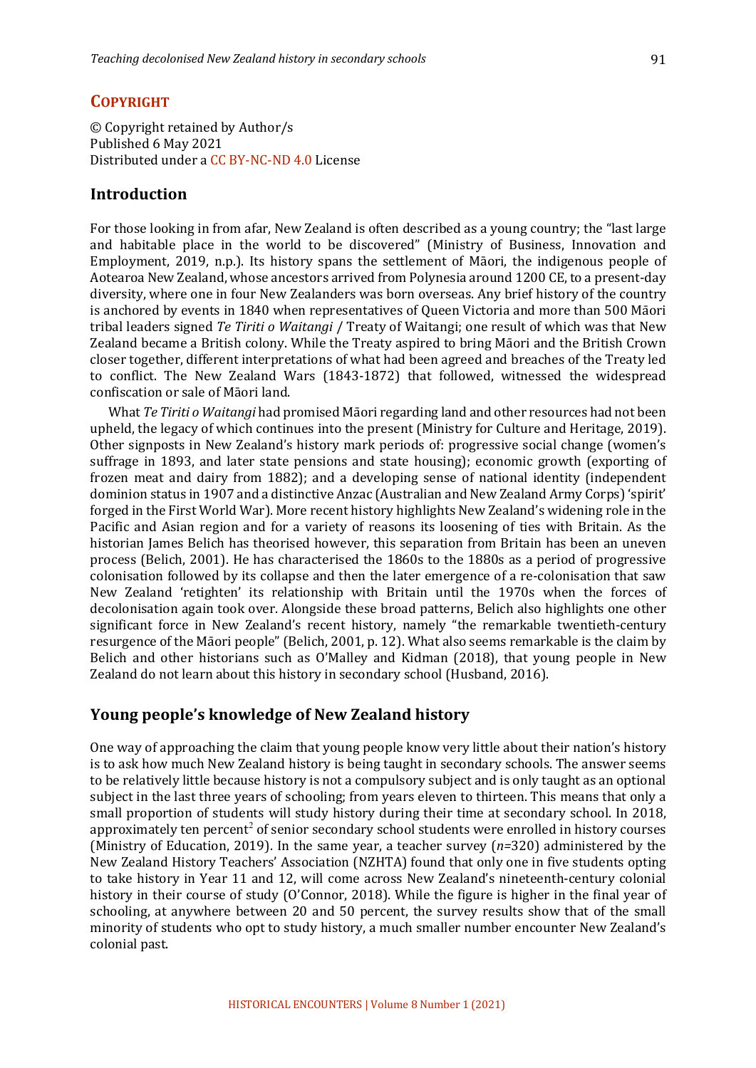## COPYRIGHT

© Copyright retained by Author/s
Published 6 May 2021
Distributed under a CC BY-NC-ND 4.0 License

## Introduction

For those looking in from afar, New Zealand is often described as a young country; the "last large and habitable place in the world to be discovered" (Ministry of Business, Innovation and Employment, 2019, n.p.). Its history spans the settlement of Māori, the indigenous people of Aotearoa New Zealand, whose ancestors arrived from Polynesia around 1200 CE, to a present-day diversity, where one in four New Zealanders was born overseas. Any brief history of the country is anchored by events in 1840 when representatives of Queen Victoria and more than 500 Māori tribal leaders signed *Te Tiriti o Waitangi* / Treaty of Waitangi; one result of which was that New Zealand became a British colony. While the Treaty aspired to bring Māori and the British Crown closer together, different interpretations of what had been agreed and breaches of the Treaty led to conflict. The New Zealand Wars (1843-1872) that followed, witnessed the widespread confiscation or sale of Māori land.

What *Te Tiriti o Waitangi* had promised Māori regarding land and other resources had not been upheld, the legacy of which continues into the present (Ministry for Culture and Heritage, 2019). Other signposts in New Zealand's history mark periods of: progressive social change (women's suffrage in 1893, and later state pensions and state housing); economic growth (exporting of frozen meat and dairy from 1882); and a developing sense of national identity (independent dominion status in 1907 and a distinctive Anzac (Australian and New Zealand Army Corps) 'spirit' forged in the First World War). More recent history highlights New Zealand's widening role in the Pacific and Asian region and for a variety of reasons its loosening of ties with Britain. As the historian James Belich has theorised however, this separation from Britain has been an uneven process (Belich, 2001). He has characterised the 1860s to the 1880s as a period of progressive colonisation followed by its collapse and then the later emergence of a re-colonisation that saw New Zealand 'retighten' its relationship with Britain until the 1970s when the forces of decolonisation again took over. Alongside these broad patterns, Belich also highlights one other significant force in New Zealand's recent history, namely "the remarkable twentieth-century resurgence of the Māori people" (Belich, 2001, p. 12). What also seems remarkable is the claim by Belich and other historians such as O'Malley and Kidman (2018), that young people in New Zealand do not learn about this history in secondary school (Husband, 2016).

## Young people's knowledge of New Zealand history

One way of approaching the claim that young people know very little about their nation's history is to ask how much New Zealand history is being taught in secondary schools. The answer seems to be relatively little because history is not a compulsory subject and is only taught as an optional subject in the last three years of schooling; from years eleven to thirteen. This means that only a small proportion of students will study history during their time at secondary school. In 2018, approximately ten percent[2] of senior secondary school students were enrolled in history courses (Ministry of Education, 2019). In the same year, a teacher survey (*n*=320) administered by the New Zealand History Teachers' Association (NZHTA) found that only one in five students opting to take history in Year 11 and 12, will come across New Zealand's nineteenth-century colonial history in their course of study (O'Connor, 2018). While the figure is higher in the final year of schooling, at anywhere between 20 and 50 percent, the survey results show that of the small minority of students who opt to study history, a much smaller number encounter New Zealand's colonial past.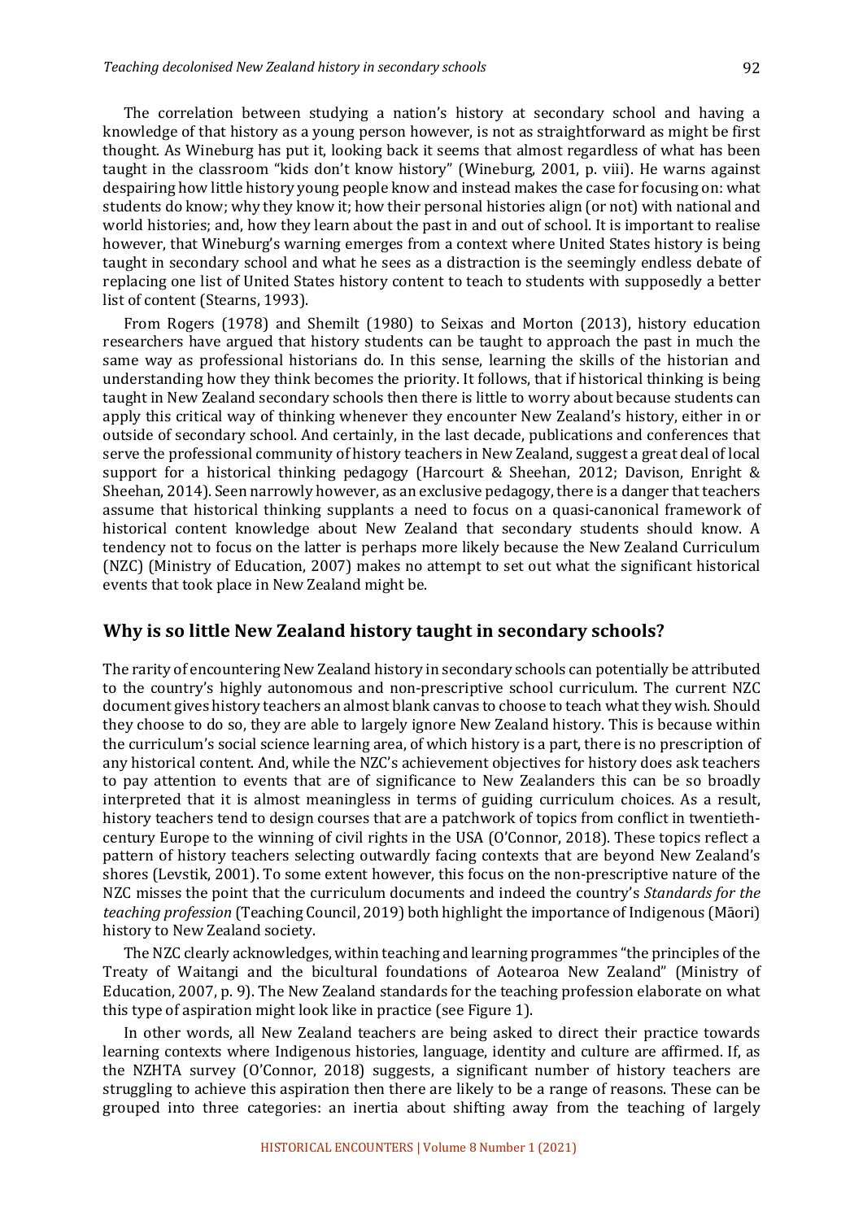The correlation between studying a nation's history at secondary school and having a knowledge of that history as a young person however, is not as straightforward as might be first thought. As Wineburg has put it, looking back it seems that almost regardless of what has been taught in the classroom "kids don't know history" (Wineburg, 2001, p. viii). He warns against despairing how little history young people know and instead makes the case for focusing on: what students do know; why they know it; how their personal histories align (or not) with national and world histories; and, how they learn about the past in and out of school. It is important to realise however, that Wineburg's warning emerges from a context where United States history is being taught in secondary school and what he sees as a distraction is the seemingly endless debate of replacing one list of United States history content to teach to students with supposedly a better list of content (Stearns, 1993).

From Rogers (1978) and Shemilt (1980) to Seixas and Morton (2013), history education researchers have argued that history students can be taught to approach the past in much the same way as professional historians do. In this sense, learning the skills of the historian and understanding how they think becomes the priority. It follows, that if historical thinking is being taught in New Zealand secondary schools then there is little to worry about because students can apply this critical way of thinking whenever they encounter New Zealand's history, either in or outside of secondary school. And certainly, in the last decade, publications and conferences that serve the professional community of history teachers in New Zealand, suggest a great deal of local support for a historical thinking pedagogy (Harcourt & Sheehan, 2012; Davison, Enright & Sheehan, 2014). Seen narrowly however, as an exclusive pedagogy, there is a danger that teachers assume that historical thinking supplants a need to focus on a quasi-canonical framework of historical content knowledge about New Zealand that secondary students should know. A tendency not to focus on the latter is perhaps more likely because the New Zealand Curriculum (NZC) (Ministry of Education, 2007) makes no attempt to set out what the significant historical events that took place in New Zealand might be.

## Why is so little New Zealand history taught in secondary schools?

The rarity of encountering New Zealand history in secondary schools can potentially be attributed to the country's highly autonomous and non-prescriptive school curriculum. The current NZC document gives history teachers an almost blank canvas to choose to teach what they wish. Should they choose to do so, they are able to largely ignore New Zealand history. This is because within the curriculum's social science learning area, of which history is a part, there is no prescription of any historical content. And, while the NZC's achievement objectives for history does ask teachers to pay attention to events that are of significance to New Zealanders this can be so broadly interpreted that it is almost meaningless in terms of guiding curriculum choices. As a result, history teachers tend to design courses that are a patchwork of topics from conflict in twentieth-century Europe to the winning of civil rights in the USA (O'Connor, 2018). These topics reflect a pattern of history teachers selecting outwardly facing contexts that are beyond New Zealand's shores (Levstik, 2001). To some extent however, this focus on the non-prescriptive nature of the NZC misses the point that the curriculum documents and indeed the country's *Standards for the teaching profession* (Teaching Council, 2019) both highlight the importance of Indigenous (Māori) history to New Zealand society.

The NZC clearly acknowledges, within teaching and learning programmes "the principles of the Treaty of Waitangi and the bicultural foundations of Aotearoa New Zealand" (Ministry of Education, 2007, p. 9). The New Zealand standards for the teaching profession elaborate on what this type of aspiration might look like in practice (see Figure 1).

In other words, all New Zealand teachers are being asked to direct their practice towards learning contexts where Indigenous histories, language, identity and culture are affirmed. If, as the NZHTA survey (O'Connor, 2018) suggests, a significant number of history teachers are struggling to achieve this aspiration then there are likely to be a range of reasons. These can be grouped into three categories: an inertia about shifting away from the teaching of largely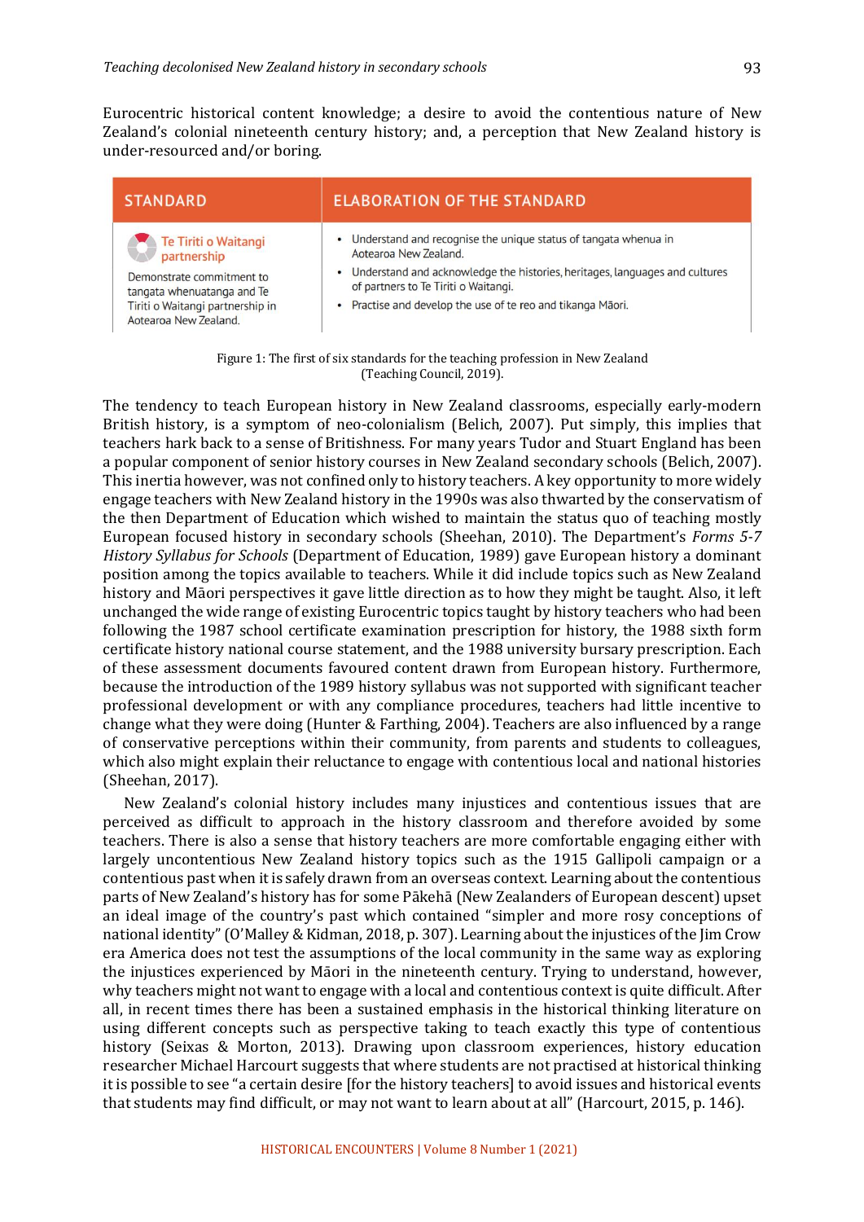Eurocentric historical content knowledge; a desire to avoid the contentious nature of New Zealand's colonial nineteenth century history; and, a perception that New Zealand history is under-resourced and/or boring.

| STANDARD | ELABORATION OF THE STANDARD |
|---|---|
| **Te Tiriti o Waitangi partnership**<br>Demonstrate commitment to tangata whenuatanga and Te Tiriti o Waitangi partnership in Aotearoa New Zealand. | • Understand and recognise the unique status of tangata whenua in Aotearoa New Zealand.<br>• Understand and acknowledge the histories, heritages, languages and cultures of partners to Te Tiriti o Waitangi.<br>• Practise and develop the use of te reo and tikanga Māori. |

Figure 1: The first of six standards for the teaching profession in New Zealand (Teaching Council, 2019).

The tendency to teach European history in New Zealand classrooms, especially early-modern British history, is a symptom of neo-colonialism (Belich, 2007). Put simply, this implies that teachers hark back to a sense of Britishness. For many years Tudor and Stuart England has been a popular component of senior history courses in New Zealand secondary schools (Belich, 2007). This inertia however, was not confined only to history teachers. A key opportunity to more widely engage teachers with New Zealand history in the 1990s was also thwarted by the conservatism of the then Department of Education which wished to maintain the status quo of teaching mostly European focused history in secondary schools (Sheehan, 2010). The Department's *Forms 5-7 History Syllabus for Schools* (Department of Education, 1989) gave European history a dominant position among the topics available to teachers. While it did include topics such as New Zealand history and Māori perspectives it gave little direction as to how they might be taught. Also, it left unchanged the wide range of existing Eurocentric topics taught by history teachers who had been following the 1987 school certificate examination prescription for history, the 1988 sixth form certificate history national course statement, and the 1988 university bursary prescription. Each of these assessment documents favoured content drawn from European history. Furthermore, because the introduction of the 1989 history syllabus was not supported with significant teacher professional development or with any compliance procedures, teachers had little incentive to change what they were doing (Hunter & Farthing, 2004). Teachers are also influenced by a range of conservative perceptions within their community, from parents and students to colleagues, which also might explain their reluctance to engage with contentious local and national histories (Sheehan, 2017).

New Zealand's colonial history includes many injustices and contentious issues that are perceived as difficult to approach in the history classroom and therefore avoided by some teachers. There is also a sense that history teachers are more comfortable engaging either with largely uncontentious New Zealand history topics such as the 1915 Gallipoli campaign or a contentious past when it is safely drawn from an overseas context. Learning about the contentious parts of New Zealand's history has for some Pākehā (New Zealanders of European descent) upset an ideal image of the country's past which contained "simpler and more rosy conceptions of national identity" (O'Malley & Kidman, 2018, p. 307). Learning about the injustices of the Jim Crow era America does not test the assumptions of the local community in the same way as exploring the injustices experienced by Māori in the nineteenth century. Trying to understand, however, why teachers might not want to engage with a local and contentious context is quite difficult. After all, in recent times there has been a sustained emphasis in the historical thinking literature on using different concepts such as perspective taking to teach exactly this type of contentious history (Seixas & Morton, 2013). Drawing upon classroom experiences, history education researcher Michael Harcourt suggests that where students are not practised at historical thinking it is possible to see "a certain desire [for the history teachers] to avoid issues and historical events that students may find difficult, or may not want to learn about at all" (Harcourt, 2015, p. 146).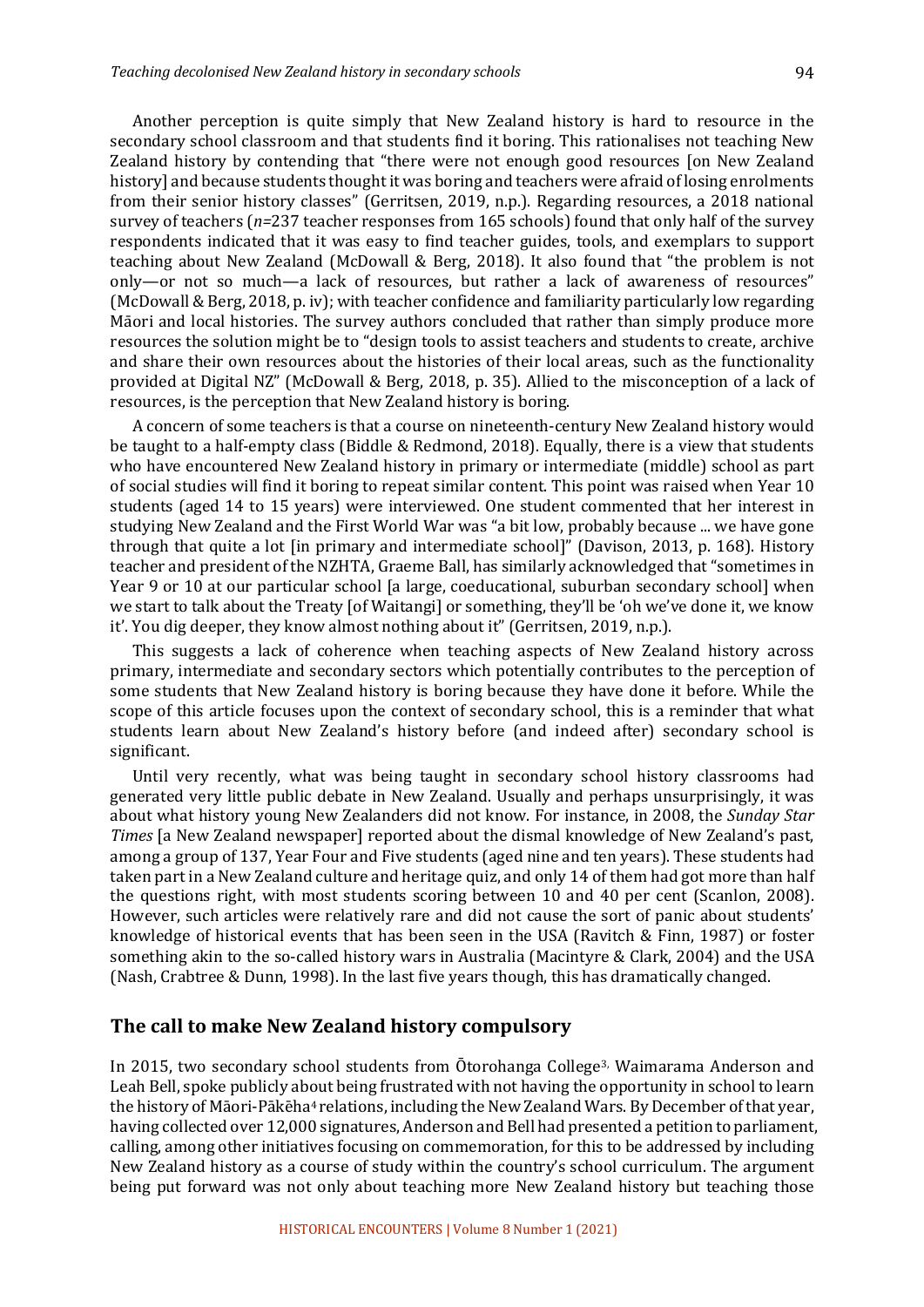Another perception is quite simply that New Zealand history is hard to resource in the secondary school classroom and that students find it boring. This rationalises not teaching New Zealand history by contending that "there were not enough good resources [on New Zealand history] and because students thought it was boring and teachers were afraid of losing enrolments from their senior history classes" (Gerritsen, 2019, n.p.). Regarding resources, a 2018 national survey of teachers (*n*=237 teacher responses from 165 schools) found that only half of the survey respondents indicated that it was easy to find teacher guides, tools, and exemplars to support teaching about New Zealand (McDowall & Berg, 2018). It also found that "the problem is not only—or not so much—a lack of resources, but rather a lack of awareness of resources" (McDowall & Berg, 2018, p. iv); with teacher confidence and familiarity particularly low regarding Māori and local histories. The survey authors concluded that rather than simply produce more resources the solution might be to "design tools to assist teachers and students to create, archive and share their own resources about the histories of their local areas, such as the functionality provided at Digital NZ" (McDowall & Berg, 2018, p. 35). Allied to the misconception of a lack of resources, is the perception that New Zealand history is boring.

A concern of some teachers is that a course on nineteenth-century New Zealand history would be taught to a half-empty class (Biddle & Redmond, 2018). Equally, there is a view that students who have encountered New Zealand history in primary or intermediate (middle) school as part of social studies will find it boring to repeat similar content. This point was raised when Year 10 students (aged 14 to 15 years) were interviewed. One student commented that her interest in studying New Zealand and the First World War was "a bit low, probably because ... we have gone through that quite a lot [in primary and intermediate school]" (Davison, 2013, p. 168). History teacher and president of the NZHTA, Graeme Ball, has similarly acknowledged that "sometimes in Year 9 or 10 at our particular school [a large, coeducational, suburban secondary school] when we start to talk about the Treaty [of Waitangi] or something, they'll be 'oh we've done it, we know it'. You dig deeper, they know almost nothing about it" (Gerritsen, 2019, n.p.).

This suggests a lack of coherence when teaching aspects of New Zealand history across primary, intermediate and secondary sectors which potentially contributes to the perception of some students that New Zealand history is boring because they have done it before. While the scope of this article focuses upon the context of secondary school, this is a reminder that what students learn about New Zealand's history before (and indeed after) secondary school is significant.

Until very recently, what was being taught in secondary school history classrooms had generated very little public debate in New Zealand. Usually and perhaps unsurprisingly, it was about what history young New Zealanders did not know. For instance, in 2008, the *Sunday Star Times* [a New Zealand newspaper] reported about the dismal knowledge of New Zealand's past, among a group of 137, Year Four and Five students (aged nine and ten years). These students had taken part in a New Zealand culture and heritage quiz, and only 14 of them had got more than half the questions right, with most students scoring between 10 and 40 per cent (Scanlon, 2008). However, such articles were relatively rare and did not cause the sort of panic about students' knowledge of historical events that has been seen in the USA (Ravitch & Finn, 1987) or foster something akin to the so-called history wars in Australia (Macintyre & Clark, 2004) and the USA (Nash, Crabtree & Dunn, 1998). In the last five years though, this has dramatically changed.

## The call to make New Zealand history compulsory

In 2015, two secondary school students from Ōtorohanga College[3], Waimarama Anderson and Leah Bell, spoke publicly about being frustrated with not having the opportunity in school to learn the history of Māori-Pākēha[4] relations, including the New Zealand Wars. By December of that year, having collected over 12,000 signatures, Anderson and Bell had presented a petition to parliament, calling, among other initiatives focusing on commemoration, for this to be addressed by including New Zealand history as a course of study within the country's school curriculum. The argument being put forward was not only about teaching more New Zealand history but teaching those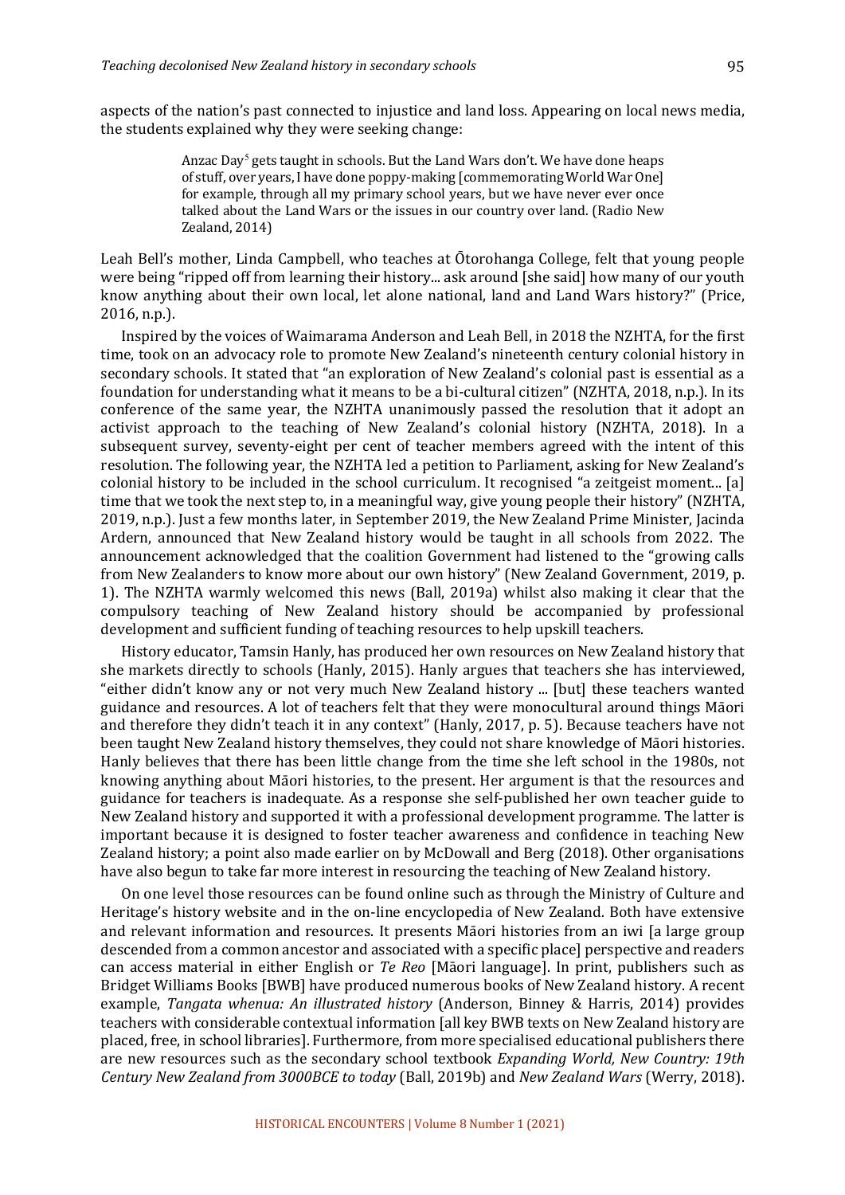aspects of the nation's past connected to injustice and land loss. Appearing on local news media, the students explained why they were seeking change:

> Anzac Day[5] gets taught in schools. But the Land Wars don't. We have done heaps of stuff, over years, I have done poppy-making [commemorating World War One] for example, through all my primary school years, but we have never ever once talked about the Land Wars or the issues in our country over land. (Radio New Zealand, 2014)

Leah Bell's mother, Linda Campbell, who teaches at Ōtorohanga College, felt that young people were being "ripped off from learning their history... ask around [she said] how many of our youth know anything about their own local, let alone national, land and Land Wars history?" (Price, 2016, n.p.).

Inspired by the voices of Waimarama Anderson and Leah Bell, in 2018 the NZHTA, for the first time, took on an advocacy role to promote New Zealand's nineteenth century colonial history in secondary schools. It stated that "an exploration of New Zealand's colonial past is essential as a foundation for understanding what it means to be a bi-cultural citizen" (NZHTA, 2018, n.p.). In its conference of the same year, the NZHTA unanimously passed the resolution that it adopt an activist approach to the teaching of New Zealand's colonial history (NZHTA, 2018). In a subsequent survey, seventy-eight per cent of teacher members agreed with the intent of this resolution. The following year, the NZHTA led a petition to Parliament, asking for New Zealand's colonial history to be included in the school curriculum. It recognised "a zeitgeist moment... [a] time that we took the next step to, in a meaningful way, give young people their history" (NZHTA, 2019, n.p.). Just a few months later, in September 2019, the New Zealand Prime Minister, Jacinda Ardern, announced that New Zealand history would be taught in all schools from 2022. The announcement acknowledged that the coalition Government had listened to the "growing calls from New Zealanders to know more about our own history" (New Zealand Government, 2019, p. 1). The NZHTA warmly welcomed this news (Ball, 2019a) whilst also making it clear that the compulsory teaching of New Zealand history should be accompanied by professional development and sufficient funding of teaching resources to help upskill teachers.

History educator, Tamsin Hanly, has produced her own resources on New Zealand history that she markets directly to schools (Hanly, 2015). Hanly argues that teachers she has interviewed, "either didn't know any or not very much New Zealand history ... [but] these teachers wanted guidance and resources. A lot of teachers felt that they were monocultural around things Māori and therefore they didn't teach it in any context" (Hanly, 2017, p. 5). Because teachers have not been taught New Zealand history themselves, they could not share knowledge of Māori histories. Hanly believes that there has been little change from the time she left school in the 1980s, not knowing anything about Māori histories, to the present. Her argument is that the resources and guidance for teachers is inadequate. As a response she self-published her own teacher guide to New Zealand history and supported it with a professional development programme. The latter is important because it is designed to foster teacher awareness and confidence in teaching New Zealand history; a point also made earlier on by McDowall and Berg (2018). Other organisations have also begun to take far more interest in resourcing the teaching of New Zealand history.

On one level those resources can be found online such as through the Ministry of Culture and Heritage's history website and in the on-line encyclopedia of New Zealand. Both have extensive and relevant information and resources. It presents Māori histories from an iwi [a large group descended from a common ancestor and associated with a specific place] perspective and readers can access material in either English or *Te Reo* [Māori language]. In print, publishers such as Bridget Williams Books [BWB] have produced numerous books of New Zealand history. A recent example, *Tangata whenua: An illustrated history* (Anderson, Binney & Harris, 2014) provides teachers with considerable contextual information [all key BWB texts on New Zealand history are placed, free, in school libraries]. Furthermore, from more specialised educational publishers there are new resources such as the secondary school textbook *Expanding World, New Country: 19th Century New Zealand from 3000BCE to today* (Ball, 2019b) and *New Zealand Wars* (Werry, 2018).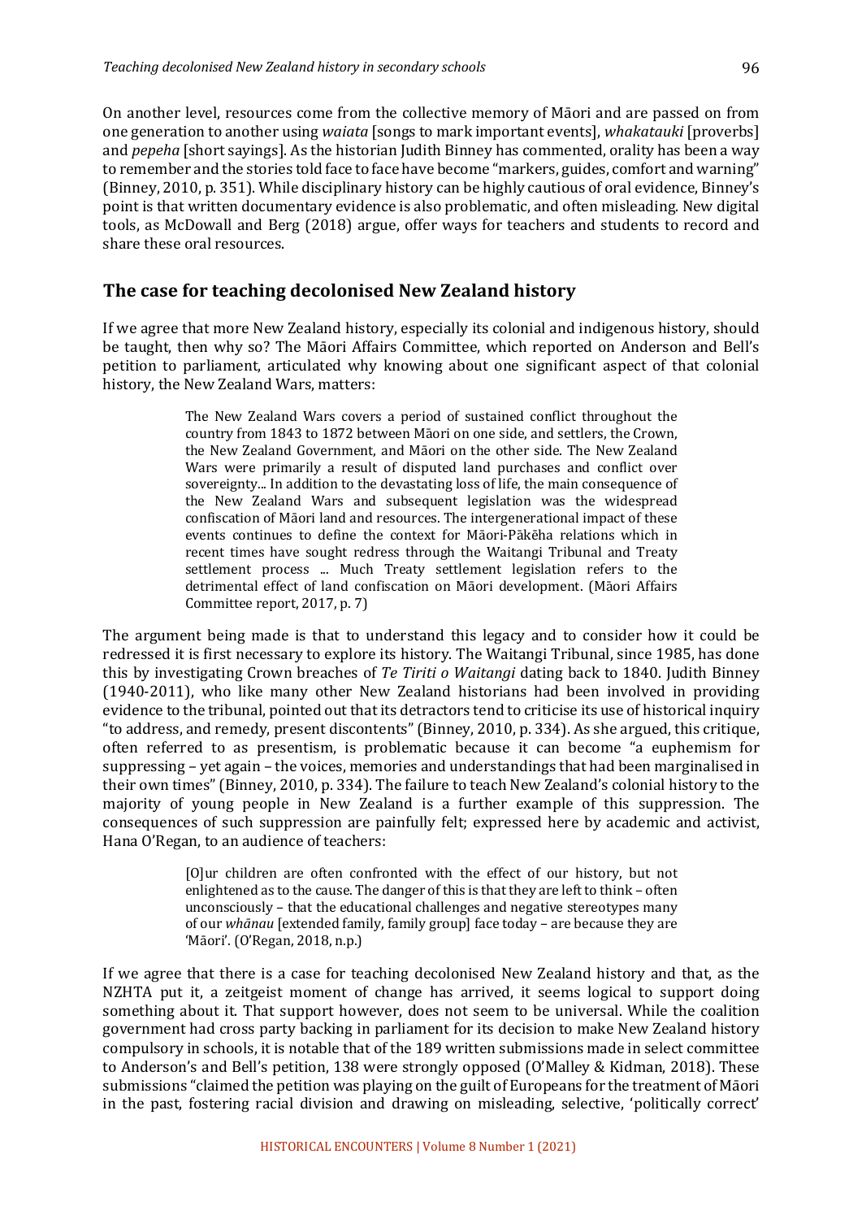On another level, resources come from the collective memory of Māori and are passed on from one generation to another using *waiata* [songs to mark important events], *whakatauki* [proverbs] and *pepeha* [short sayings]. As the historian Judith Binney has commented, orality has been a way to remember and the stories told face to face have become "markers, guides, comfort and warning" (Binney, 2010, p. 351). While disciplinary history can be highly cautious of oral evidence, Binney's point is that written documentary evidence is also problematic, and often misleading. New digital tools, as McDowall and Berg (2018) argue, offer ways for teachers and students to record and share these oral resources.

## The case for teaching decolonised New Zealand history

If we agree that more New Zealand history, especially its colonial and indigenous history, should be taught, then why so? The Māori Affairs Committee, which reported on Anderson and Bell's petition to parliament, articulated why knowing about one significant aspect of that colonial history, the New Zealand Wars, matters:

> The New Zealand Wars covers a period of sustained conflict throughout the country from 1843 to 1872 between Māori on one side, and settlers, the Crown, the New Zealand Government, and Māori on the other side. The New Zealand Wars were primarily a result of disputed land purchases and conflict over sovereignty... In addition to the devastating loss of life, the main consequence of the New Zealand Wars and subsequent legislation was the widespread confiscation of Māori land and resources. The intergenerational impact of these events continues to define the context for Māori-Pākēha relations which in recent times have sought redress through the Waitangi Tribunal and Treaty settlement process ... Much Treaty settlement legislation refers to the detrimental effect of land confiscation on Māori development. (Māori Affairs Committee report, 2017, p. 7)

The argument being made is that to understand this legacy and to consider how it could be redressed it is first necessary to explore its history. The Waitangi Tribunal, since 1985, has done this by investigating Crown breaches of *Te Tiriti o Waitangi* dating back to 1840. Judith Binney (1940-2011), who like many other New Zealand historians had been involved in providing evidence to the tribunal, pointed out that its detractors tend to criticise its use of historical inquiry "to address, and remedy, present discontents" (Binney, 2010, p. 334). As she argued, this critique, often referred to as presentism, is problematic because it can become "a euphemism for suppressing – yet again – the voices, memories and understandings that had been marginalised in their own times" (Binney, 2010, p. 334). The failure to teach New Zealand's colonial history to the majority of young people in New Zealand is a further example of this suppression. The consequences of such suppression are painfully felt; expressed here by academic and activist, Hana O'Regan, to an audience of teachers:

> [O]ur children are often confronted with the effect of our history, but not enlightened as to the cause. The danger of this is that they are left to think – often unconsciously – that the educational challenges and negative stereotypes many of our *whānau* [extended family, family group] face today – are because they are 'Māori'. (O'Regan, 2018, n.p.)

If we agree that there is a case for teaching decolonised New Zealand history and that, as the NZHTA put it, a zeitgeist moment of change has arrived, it seems logical to support doing something about it. That support however, does not seem to be universal. While the coalition government had cross party backing in parliament for its decision to make New Zealand history compulsory in schools, it is notable that of the 189 written submissions made in select committee to Anderson's and Bell's petition, 138 were strongly opposed (O'Malley & Kidman, 2018). These submissions "claimed the petition was playing on the guilt of Europeans for the treatment of Māori in the past, fostering racial division and drawing on misleading, selective, 'politically correct'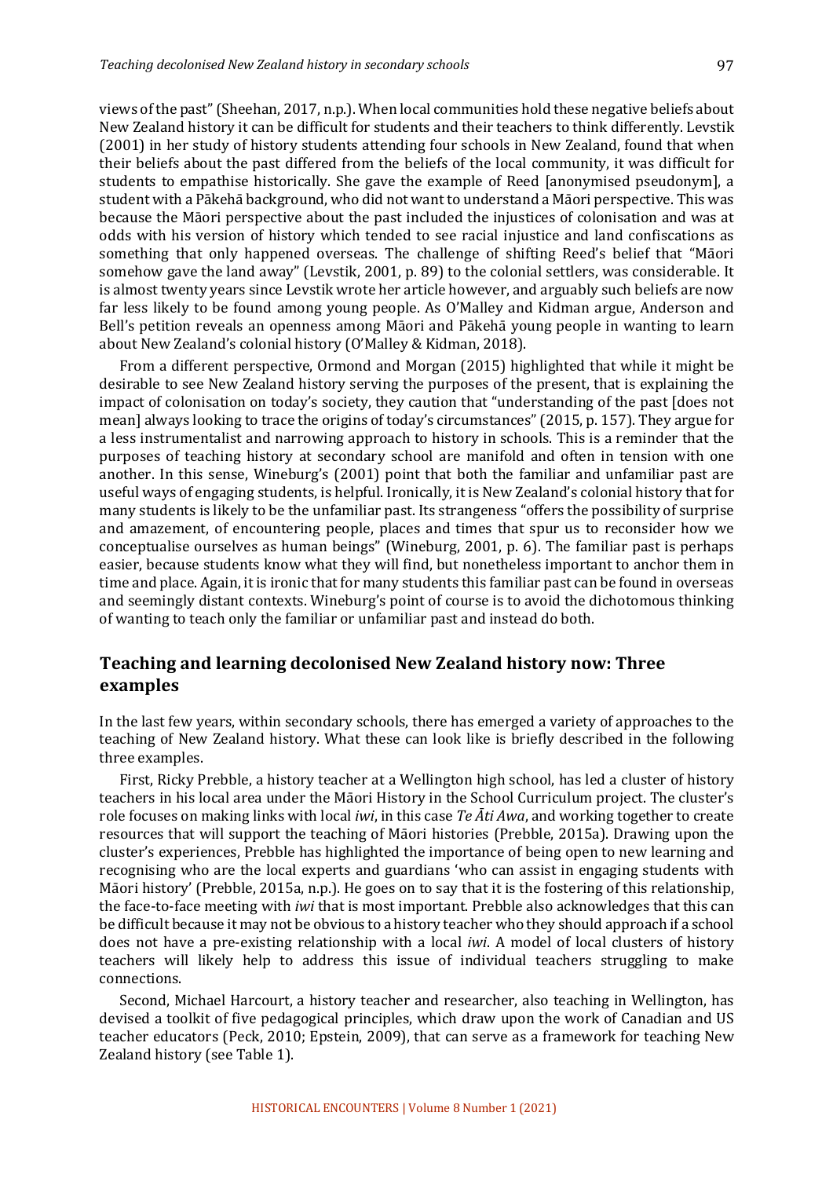views of the past" (Sheehan, 2017, n.p.). When local communities hold these negative beliefs about New Zealand history it can be difficult for students and their teachers to think differently. Levstik (2001) in her study of history students attending four schools in New Zealand, found that when their beliefs about the past differed from the beliefs of the local community, it was difficult for students to empathise historically. She gave the example of Reed [anonymised pseudonym], a student with a Pākehā background, who did not want to understand a Māori perspective. This was because the Māori perspective about the past included the injustices of colonisation and was at odds with his version of history which tended to see racial injustice and land confiscations as something that only happened overseas. The challenge of shifting Reed's belief that "Māori somehow gave the land away" (Levstik, 2001, p. 89) to the colonial settlers, was considerable. It is almost twenty years since Levstik wrote her article however, and arguably such beliefs are now far less likely to be found among young people. As O'Malley and Kidman argue, Anderson and Bell's petition reveals an openness among Māori and Pākehā young people in wanting to learn about New Zealand's colonial history (O'Malley & Kidman, 2018).

From a different perspective, Ormond and Morgan (2015) highlighted that while it might be desirable to see New Zealand history serving the purposes of the present, that is explaining the impact of colonisation on today's society, they caution that "understanding of the past [does not mean] always looking to trace the origins of today's circumstances" (2015, p. 157). They argue for a less instrumentalist and narrowing approach to history in schools. This is a reminder that the purposes of teaching history at secondary school are manifold and often in tension with one another. In this sense, Wineburg's (2001) point that both the familiar and unfamiliar past are useful ways of engaging students, is helpful. Ironically, it is New Zealand's colonial history that for many students is likely to be the unfamiliar past. Its strangeness "offers the possibility of surprise and amazement, of encountering people, places and times that spur us to reconsider how we conceptualise ourselves as human beings" (Wineburg, 2001, p. 6). The familiar past is perhaps easier, because students know what they will find, but nonetheless important to anchor them in time and place. Again, it is ironic that for many students this familiar past can be found in overseas and seemingly distant contexts. Wineburg's point of course is to avoid the dichotomous thinking of wanting to teach only the familiar or unfamiliar past and instead do both.

## Teaching and learning decolonised New Zealand history now: Three examples

In the last few years, within secondary schools, there has emerged a variety of approaches to the teaching of New Zealand history. What these can look like is briefly described in the following three examples.

First, Ricky Prebble, a history teacher at a Wellington high school, has led a cluster of history teachers in his local area under the Māori History in the School Curriculum project. The cluster's role focuses on making links with local *iwi*, in this case *Te Āti Awa*, and working together to create resources that will support the teaching of Māori histories (Prebble, 2015a). Drawing upon the cluster's experiences, Prebble has highlighted the importance of being open to new learning and recognising who are the local experts and guardians 'who can assist in engaging students with Māori history' (Prebble, 2015a, n.p.). He goes on to say that it is the fostering of this relationship, the face-to-face meeting with *iwi* that is most important. Prebble also acknowledges that this can be difficult because it may not be obvious to a history teacher who they should approach if a school does not have a pre-existing relationship with a local *iwi*. A model of local clusters of history teachers will likely help to address this issue of individual teachers struggling to make connections.

Second, Michael Harcourt, a history teacher and researcher, also teaching in Wellington, has devised a toolkit of five pedagogical principles, which draw upon the work of Canadian and US teacher educators (Peck, 2010; Epstein, 2009), that can serve as a framework for teaching New Zealand history (see Table 1).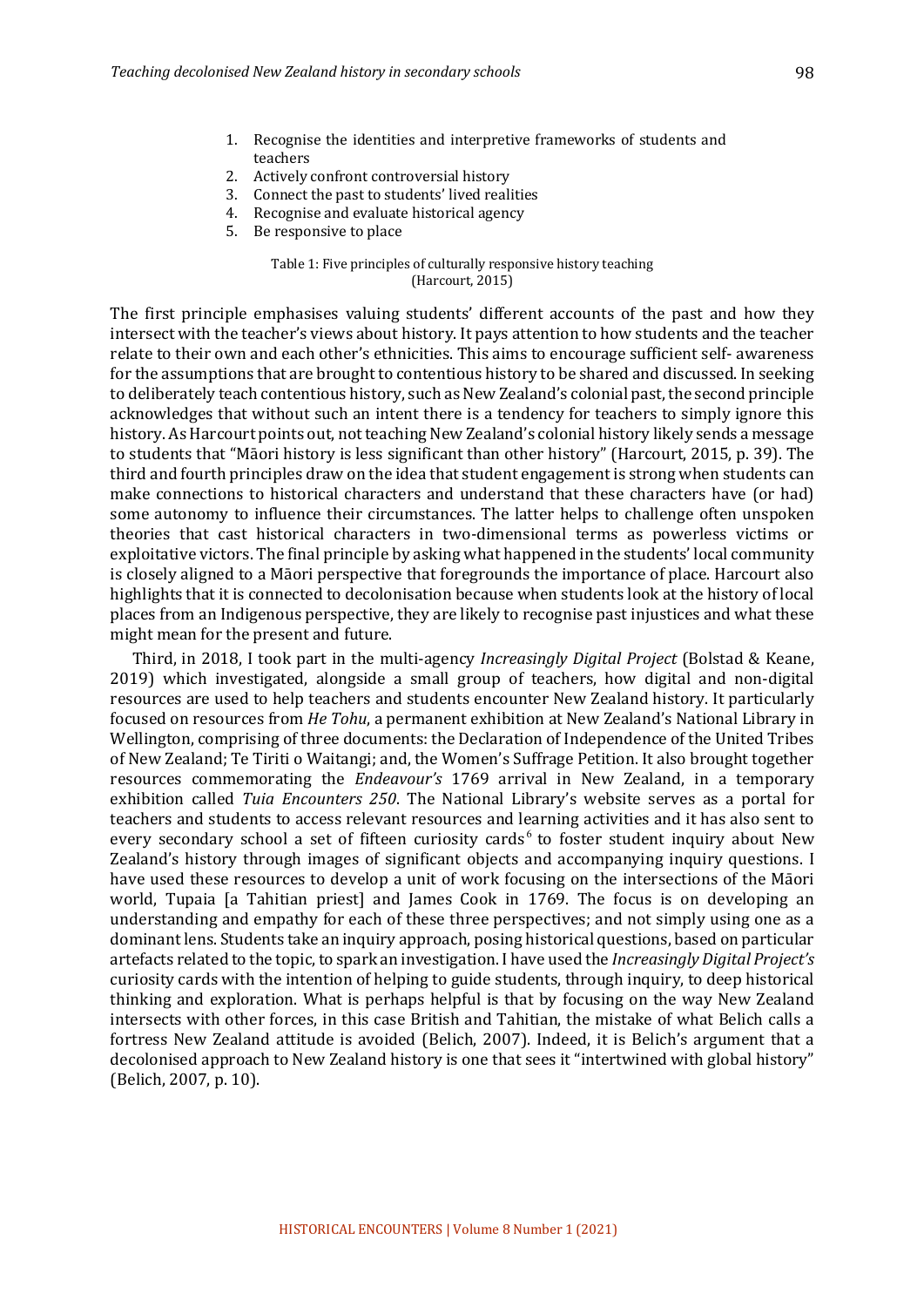1. Recognise the identities and interpretive frameworks of students and teachers
2. Actively confront controversial history
3. Connect the past to students' lived realities
4. Recognise and evaluate historical agency
5. Be responsive to place

Table 1: Five principles of culturally responsive history teaching (Harcourt, 2015)

The first principle emphasises valuing students' different accounts of the past and how they intersect with the teacher's views about history. It pays attention to how students and the teacher relate to their own and each other's ethnicities. This aims to encourage sufficient self- awareness for the assumptions that are brought to contentious history to be shared and discussed. In seeking to deliberately teach contentious history, such as New Zealand's colonial past, the second principle acknowledges that without such an intent there is a tendency for teachers to simply ignore this history. As Harcourt points out, not teaching New Zealand's colonial history likely sends a message to students that "Māori history is less significant than other history" (Harcourt, 2015, p. 39). The third and fourth principles draw on the idea that student engagement is strong when students can make connections to historical characters and understand that these characters have (or had) some autonomy to influence their circumstances. The latter helps to challenge often unspoken theories that cast historical characters in two-dimensional terms as powerless victims or exploitative victors. The final principle by asking what happened in the students' local community is closely aligned to a Māori perspective that foregrounds the importance of place. Harcourt also highlights that it is connected to decolonisation because when students look at the history of local places from an Indigenous perspective, they are likely to recognise past injustices and what these might mean for the present and future.

Third, in 2018, I took part in the multi-agency *Increasingly Digital Project* (Bolstad & Keane, 2019) which investigated, alongside a small group of teachers, how digital and non-digital resources are used to help teachers and students encounter New Zealand history. It particularly focused on resources from *He Tohu*, a permanent exhibition at New Zealand's National Library in Wellington, comprising of three documents: the Declaration of Independence of the United Tribes of New Zealand; Te Tiriti o Waitangi; and, the Women's Suffrage Petition. It also brought together resources commemorating the *Endeavour's* 1769 arrival in New Zealand, in a temporary exhibition called *Tuia Encounters 250*. The National Library's website serves as a portal for teachers and students to access relevant resources and learning activities and it has also sent to every secondary school a set of fifteen curiosity cards[6] to foster student inquiry about New Zealand's history through images of significant objects and accompanying inquiry questions. I have used these resources to develop a unit of work focusing on the intersections of the Māori world, Tupaia [a Tahitian priest] and James Cook in 1769. The focus is on developing an understanding and empathy for each of these three perspectives; and not simply using one as a dominant lens. Students take an inquiry approach, posing historical questions, based on particular artefacts related to the topic, to spark an investigation. I have used the *Increasingly Digital Project's* curiosity cards with the intention of helping to guide students, through inquiry, to deep historical thinking and exploration. What is perhaps helpful is that by focusing on the way New Zealand intersects with other forces, in this case British and Tahitian, the mistake of what Belich calls a fortress New Zealand attitude is avoided (Belich, 2007). Indeed, it is Belich's argument that a decolonised approach to New Zealand history is one that sees it "intertwined with global history" (Belich, 2007, p. 10).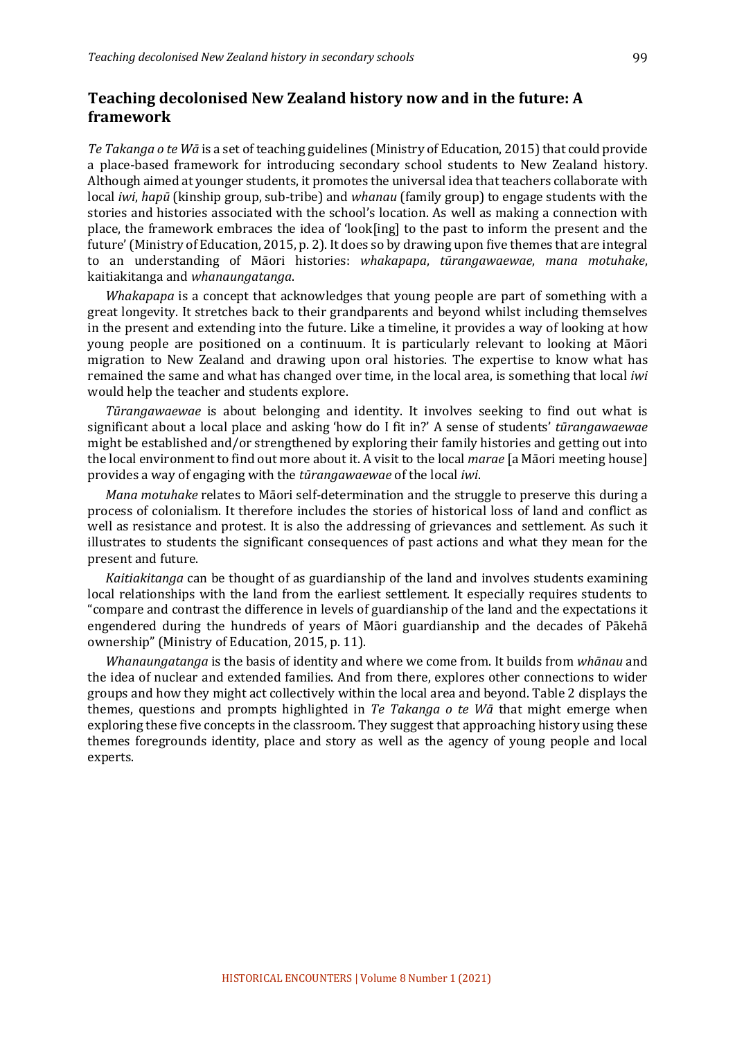## Teaching decolonised New Zealand history now and in the future: A framework

*Te Takanga o te Wā* is a set of teaching guidelines (Ministry of Education, 2015) that could provide a place-based framework for introducing secondary school students to New Zealand history. Although aimed at younger students, it promotes the universal idea that teachers collaborate with local *iwi*, *hapū* (kinship group, sub-tribe) and *whanau* (family group) to engage students with the stories and histories associated with the school's location. As well as making a connection with place, the framework embraces the idea of 'look[ing] to the past to inform the present and the future' (Ministry of Education, 2015, p. 2). It does so by drawing upon five themes that are integral to an understanding of Māori histories: *whakapapa*, *tūrangawaewae*, *mana motuhake*, kaitiakitanga and *whanaungatanga*.

*Whakapapa* is a concept that acknowledges that young people are part of something with a great longevity. It stretches back to their grandparents and beyond whilst including themselves in the present and extending into the future. Like a timeline, it provides a way of looking at how young people are positioned on a continuum. It is particularly relevant to looking at Māori migration to New Zealand and drawing upon oral histories. The expertise to know what has remained the same and what has changed over time, in the local area, is something that local *iwi* would help the teacher and students explore.

*Tūrangawaewae* is about belonging and identity. It involves seeking to find out what is significant about a local place and asking 'how do I fit in?' A sense of students' *tūrangawaewae* might be established and/or strengthened by exploring their family histories and getting out into the local environment to find out more about it. A visit to the local *marae* [a Māori meeting house] provides a way of engaging with the *tūrangawaewae* of the local *iwi*.

*Mana motuhake* relates to Māori self-determination and the struggle to preserve this during a process of colonialism. It therefore includes the stories of historical loss of land and conflict as well as resistance and protest. It is also the addressing of grievances and settlement. As such it illustrates to students the significant consequences of past actions and what they mean for the present and future.

*Kaitiakitanga* can be thought of as guardianship of the land and involves students examining local relationships with the land from the earliest settlement. It especially requires students to "compare and contrast the difference in levels of guardianship of the land and the expectations it engendered during the hundreds of years of Māori guardianship and the decades of Pākehā ownership" (Ministry of Education, 2015, p. 11).

*Whanaungatanga* is the basis of identity and where we come from. It builds from *whānau* and the idea of nuclear and extended families. And from there, explores other connections to wider groups and how they might act collectively within the local area and beyond. Table 2 displays the themes, questions and prompts highlighted in *Te Takanga o te Wā* that might emerge when exploring these five concepts in the classroom. They suggest that approaching history using these themes foregrounds identity, place and story as well as the agency of young people and local experts.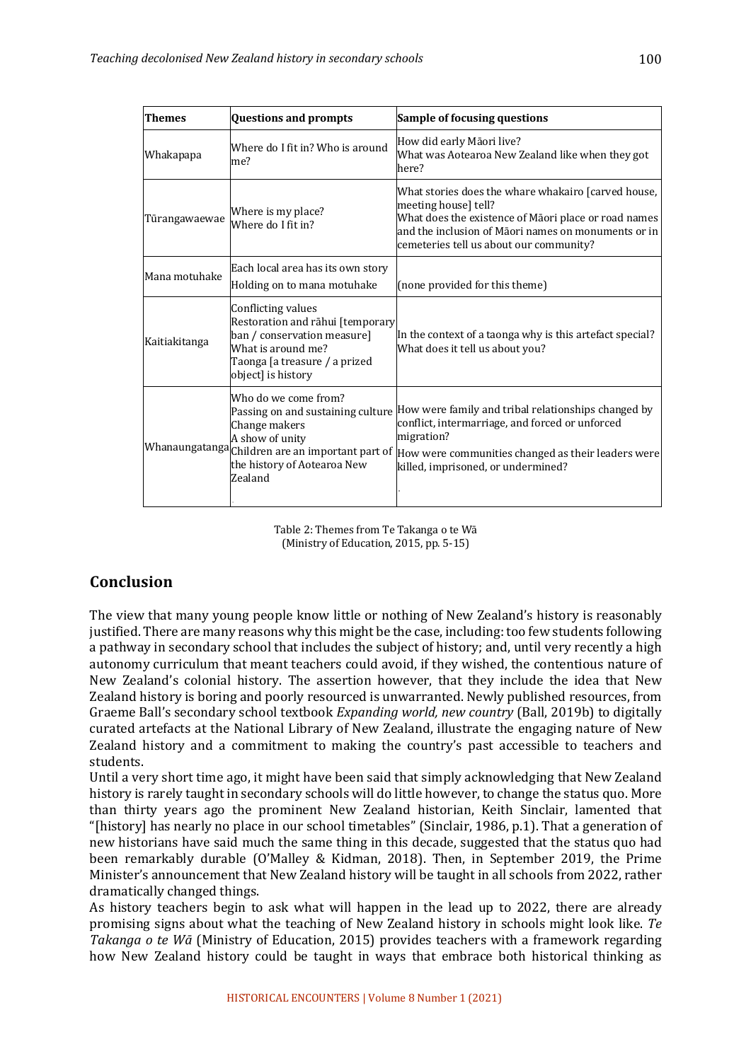| Themes | Questions and prompts | Sample of focusing questions |
|---|---|---|
| Whakapapa | Where do I fit in? Who is around me? | How did early Māori live?<br>What was Aotearoa New Zealand like when they got here? |
| Tūrangawaewae | Where is my place?<br>Where do I fit in? | What stories does the whare whakairo [carved house, meeting house] tell?<br>What does the existence of Māori place or road names and the inclusion of Māori names on monuments or in cemeteries tell us about our community? |
| Mana motuhake | Each local area has its own story<br>Holding on to mana motuhake | (none provided for this theme) |
| Kaitiakitanga | Conflicting values<br>Restoration and rāhui [temporary ban / conservation measure]<br>What is around me?<br>Taonga [a treasure / a prized object] is history | In the context of a taonga why is this artefact special?<br>What does it tell us about you? |
| Whanaungatanga | Who do we come from?<br>Passing on and sustaining culture<br>Change makers<br>A show of unity<br>Children are an important part of the history of Aotearoa New Zealand | How were family and tribal relationships changed by conflict, intermarriage, and forced or unforced migration?<br>How were communities changed as their leaders were killed, imprisoned, or undermined? |

Table 2: Themes from Te Takanga o te Wā (Ministry of Education, 2015, pp. 5-15)

## Conclusion

The view that many young people know little or nothing of New Zealand's history is reasonably justified. There are many reasons why this might be the case, including: too few students following a pathway in secondary school that includes the subject of history; and, until very recently a high autonomy curriculum that meant teachers could avoid, if they wished, the contentious nature of New Zealand's colonial history. The assertion however, that they include the idea that New Zealand history is boring and poorly resourced is unwarranted. Newly published resources, from Graeme Ball's secondary school textbook *Expanding world, new country* (Ball, 2019b) to digitally curated artefacts at the National Library of New Zealand, illustrate the engaging nature of New Zealand history and a commitment to making the country's past accessible to teachers and students.

Until a very short time ago, it might have been said that simply acknowledging that New Zealand history is rarely taught in secondary schools will do little however, to change the status quo. More than thirty years ago the prominent New Zealand historian, Keith Sinclair, lamented that "[history] has nearly no place in our school timetables" (Sinclair, 1986, p.1). That a generation of new historians have said much the same thing in this decade, suggested that the status quo had been remarkably durable (O'Malley & Kidman, 2018). Then, in September 2019, the Prime Minister's announcement that New Zealand history will be taught in all schools from 2022, rather dramatically changed things.

As history teachers begin to ask what will happen in the lead up to 2022, there are already promising signs about what the teaching of New Zealand history in schools might look like. *Te Takanga o te Wā* (Ministry of Education, 2015) provides teachers with a framework regarding how New Zealand history could be taught in ways that embrace both historical thinking as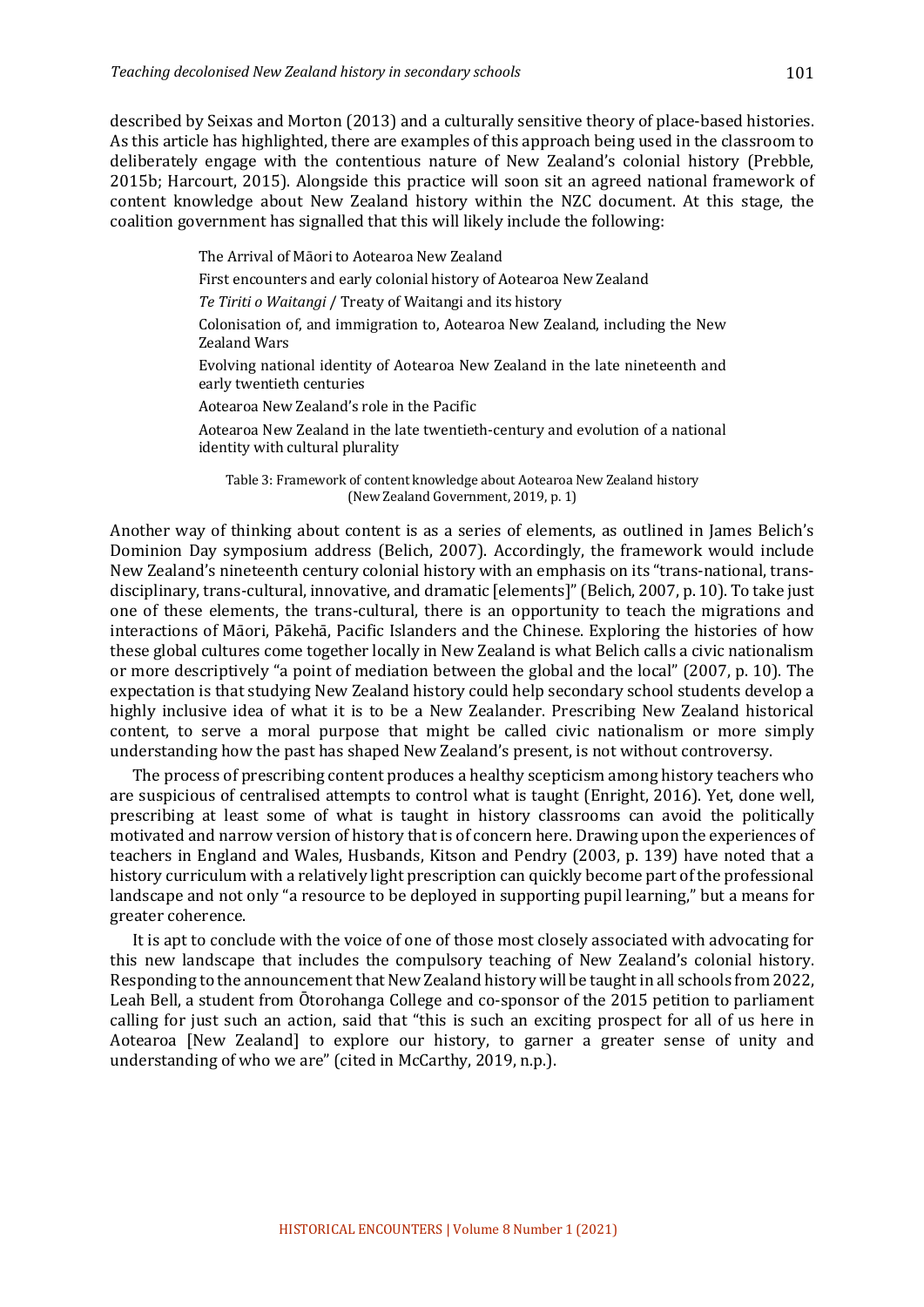described by Seixas and Morton (2013) and a culturally sensitive theory of place-based histories. As this article has highlighted, there are examples of this approach being used in the classroom to deliberately engage with the contentious nature of New Zealand's colonial history (Prebble, 2015b; Harcourt, 2015). Alongside this practice will soon sit an agreed national framework of content knowledge about New Zealand history within the NZC document. At this stage, the coalition government has signalled that this will likely include the following:

> The Arrival of Māori to Aotearoa New Zealand
>
> First encounters and early colonial history of Aotearoa New Zealand
>
> *Te Tiriti o Waitangi* / Treaty of Waitangi and its history
>
> Colonisation of, and immigration to, Aotearoa New Zealand, including the New Zealand Wars
>
> Evolving national identity of Aotearoa New Zealand in the late nineteenth and early twentieth centuries
>
> Aotearoa New Zealand's role in the Pacific
>
> Aotearoa New Zealand in the late twentieth-century and evolution of a national identity with cultural plurality

Table 3: Framework of content knowledge about Aotearoa New Zealand history (New Zealand Government, 2019, p. 1)

Another way of thinking about content is as a series of elements, as outlined in James Belich's Dominion Day symposium address (Belich, 2007). Accordingly, the framework would include New Zealand's nineteenth century colonial history with an emphasis on its "trans-national, trans-disciplinary, trans-cultural, innovative, and dramatic [elements]" (Belich, 2007, p. 10). To take just one of these elements, the trans-cultural, there is an opportunity to teach the migrations and interactions of Māori, Pākehā, Pacific Islanders and the Chinese. Exploring the histories of how these global cultures come together locally in New Zealand is what Belich calls a civic nationalism or more descriptively "a point of mediation between the global and the local" (2007, p. 10). The expectation is that studying New Zealand history could help secondary school students develop a highly inclusive idea of what it is to be a New Zealander. Prescribing New Zealand historical content, to serve a moral purpose that might be called civic nationalism or more simply understanding how the past has shaped New Zealand's present, is not without controversy.

The process of prescribing content produces a healthy scepticism among history teachers who are suspicious of centralised attempts to control what is taught (Enright, 2016). Yet, done well, prescribing at least some of what is taught in history classrooms can avoid the politically motivated and narrow version of history that is of concern here. Drawing upon the experiences of teachers in England and Wales, Husbands, Kitson and Pendry (2003, p. 139) have noted that a history curriculum with a relatively light prescription can quickly become part of the professional landscape and not only "a resource to be deployed in supporting pupil learning," but a means for greater coherence.

It is apt to conclude with the voice of one of those most closely associated with advocating for this new landscape that includes the compulsory teaching of New Zealand's colonial history. Responding to the announcement that New Zealand history will be taught in all schools from 2022, Leah Bell, a student from Ōtorohanga College and co-sponsor of the 2015 petition to parliament calling for just such an action, said that "this is such an exciting prospect for all of us here in Aotearoa [New Zealand] to explore our history, to garner a greater sense of unity and understanding of who we are" (cited in McCarthy, 2019, n.p.).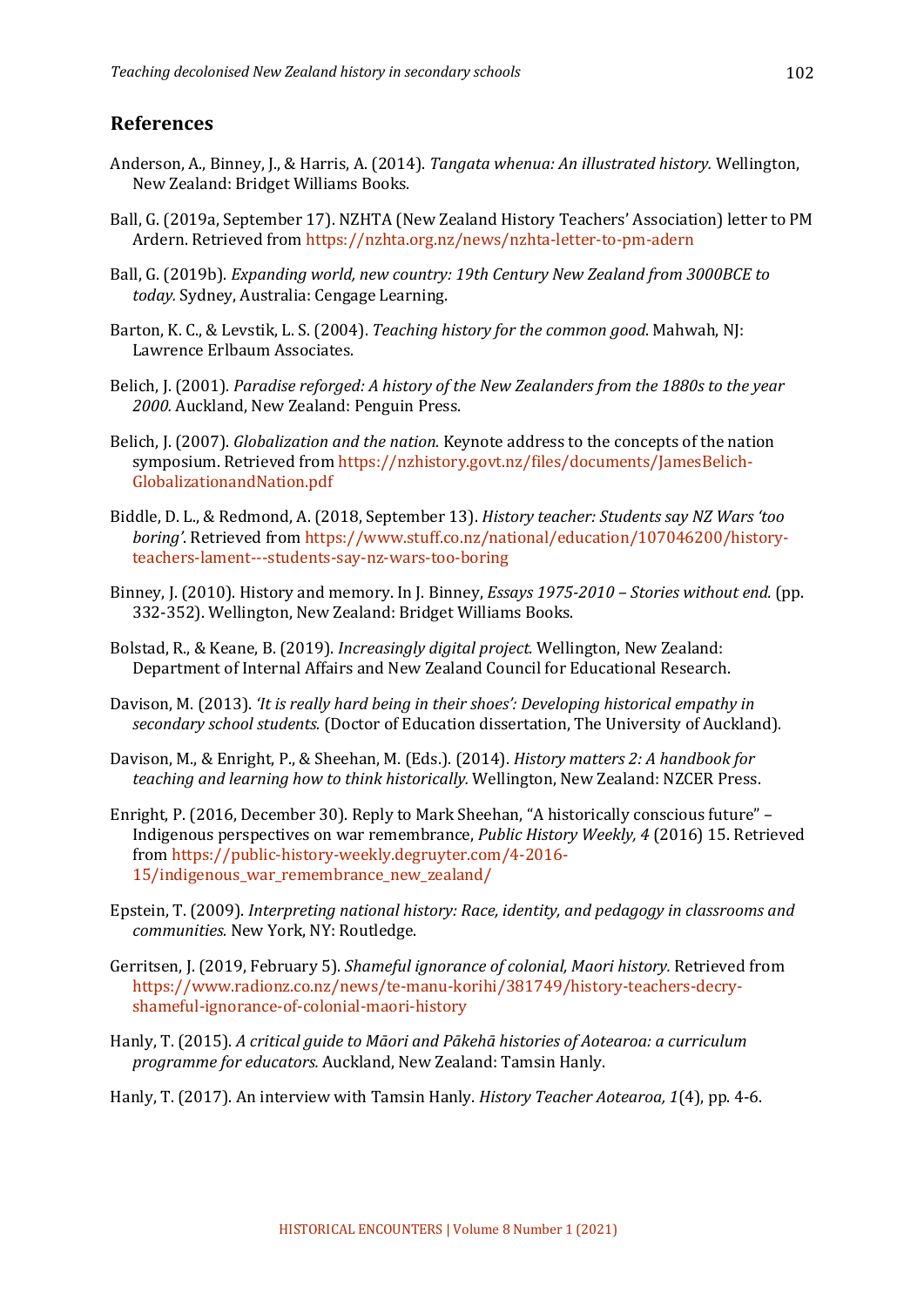## References

Anderson, A., Binney, J., & Harris, A. (2014). *Tangata whenua: An illustrated history.* Wellington, New Zealand: Bridget Williams Books.

Ball, G. (2019a, September 17). NZHTA (New Zealand History Teachers' Association) letter to PM Ardern. Retrieved from https://nzhta.org.nz/news/nzhta-letter-to-pm-adern

Ball, G. (2019b). *Expanding world, new country: 19th Century New Zealand from 3000BCE to today.* Sydney, Australia: Cengage Learning.

Barton, K. C., & Levstik, L. S. (2004). *Teaching history for the common good.* Mahwah, NJ: Lawrence Erlbaum Associates.

Belich, J. (2001). *Paradise reforged: A history of the New Zealanders from the 1880s to the year 2000.* Auckland, New Zealand: Penguin Press.

Belich, J. (2007). *Globalization and the nation.* Keynote address to the concepts of the nation symposium. Retrieved from https://nzhistory.govt.nz/files/documents/JamesBelich-GlobalizationandNation.pdf

Biddle, D. L., & Redmond, A. (2018, September 13). *History teacher: Students say NZ Wars 'too boring'.* Retrieved from https://www.stuff.co.nz/national/education/107046200/history-teachers-lament---students-say-nz-wars-too-boring

Binney, J. (2010). History and memory. In J. Binney, *Essays 1975-2010 – Stories without end.* (pp. 332-352). Wellington, New Zealand: Bridget Williams Books.

Bolstad, R., & Keane, B. (2019). *Increasingly digital project.* Wellington, New Zealand: Department of Internal Affairs and New Zealand Council for Educational Research.

Davison, M. (2013). *'It is really hard being in their shoes': Developing historical empathy in secondary school students.* (Doctor of Education dissertation, The University of Auckland).

Davison, M., & Enright, P., & Sheehan, M. (Eds.). (2014). *History matters 2: A handbook for teaching and learning how to think historically.* Wellington, New Zealand: NZCER Press.

Enright, P. (2016, December 30). Reply to Mark Sheehan, "A historically conscious future" – Indigenous perspectives on war remembrance, *Public History Weekly, 4* (2016) 15. Retrieved from https://public-history-weekly.degruyter.com/4-2016-15/indigenous_war_remembrance_new_zealand/

Epstein, T. (2009). *Interpreting national history: Race, identity, and pedagogy in classrooms and communities.* New York, NY: Routledge.

Gerritsen, J. (2019, February 5). *Shameful ignorance of colonial, Maori history.* Retrieved from https://www.radionz.co.nz/news/te-manu-korihi/381749/history-teachers-decry-shameful-ignorance-of-colonial-maori-history

Hanly, T. (2015). *A critical guide to Māori and Pākehā histories of Aotearoa: a curriculum programme for educators.* Auckland, New Zealand: Tamsin Hanly.

Hanly, T. (2017). An interview with Tamsin Hanly. *History Teacher Aotearoa, 1*(4), pp. 4-6.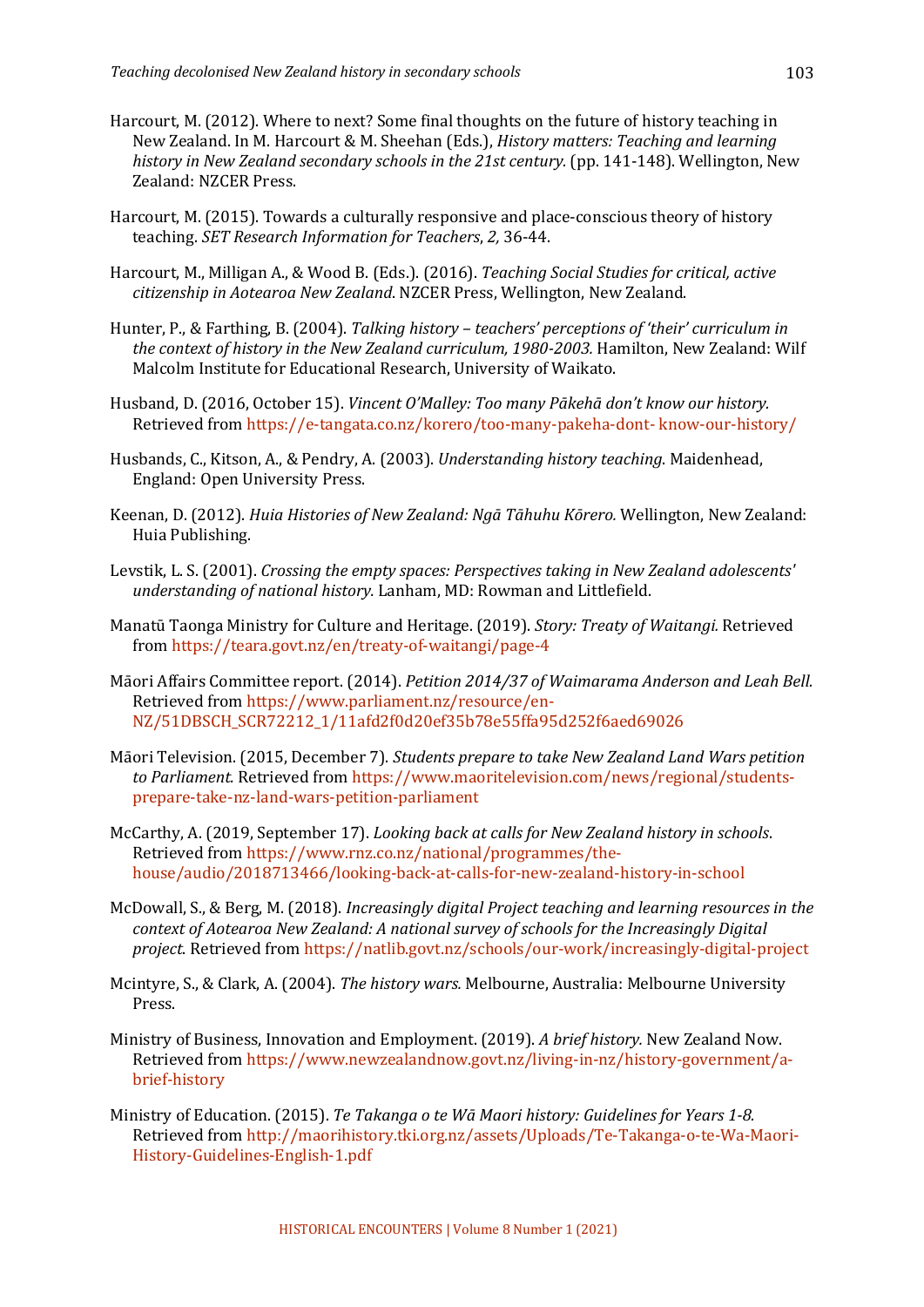Harcourt, M. (2012). Where to next? Some final thoughts on the future of history teaching in New Zealand. In M. Harcourt & M. Sheehan (Eds.), *History matters: Teaching and learning history in New Zealand secondary schools in the 21st century.* (pp. 141-148). Wellington, New Zealand: NZCER Press.

Harcourt, M. (2015). Towards a culturally responsive and place-conscious theory of history teaching. *SET Research Information for Teachers, 2,* 36-44.

Harcourt, M., Milligan A., & Wood B. (Eds.). (2016). *Teaching Social Studies for critical, active citizenship in Aotearoa New Zealand*. NZCER Press, Wellington, New Zealand.

Hunter, P., & Farthing, B. (2004). *Talking history – teachers' perceptions of 'their' curriculum in the context of history in the New Zealand curriculum, 1980-2003.* Hamilton, New Zealand: Wilf Malcolm Institute for Educational Research, University of Waikato.

Husband, D. (2016, October 15). *Vincent O'Malley: Too many Pākehā don't know our history.* Retrieved from https://e-tangata.co.nz/korero/too-many-pakeha-dont- know-our-history/

Husbands, C., Kitson, A., & Pendry, A. (2003). *Understanding history teaching.* Maidenhead, England: Open University Press.

Keenan, D. (2012). *Huia Histories of New Zealand: Ngā Tāhuhu Kōrero.* Wellington, New Zealand: Huia Publishing.

Levstik, L. S. (2001). *Crossing the empty spaces: Perspectives taking in New Zealand adolescents' understanding of national history.* Lanham, MD: Rowman and Littlefield.

Manatū Taonga Ministry for Culture and Heritage. (2019). *Story: Treaty of Waitangi.* Retrieved from https://teara.govt.nz/en/treaty-of-waitangi/page-4

Māori Affairs Committee report. (2014). *Petition 2014/37 of Waimarama Anderson and Leah Bell.* Retrieved from https://www.parliament.nz/resource/en-NZ/51DBSCH_SCR72212_1/11afd2f0d20ef35b78e55ffa95d252f6aed69026

Māori Television. (2015, December 7). *Students prepare to take New Zealand Land Wars petition to Parliament.* Retrieved from https://www.maoritelevision.com/news/regional/students-prepare-take-nz-land-wars-petition-parliament

McCarthy, A. (2019, September 17). *Looking back at calls for New Zealand history in schools*. Retrieved from https://www.rnz.co.nz/national/programmes/the-house/audio/2018713466/looking-back-at-calls-for-new-zealand-history-in-school

McDowall, S., & Berg, M. (2018). *Increasingly digital Project teaching and learning resources in the context of Aotearoa New Zealand: A national survey of schools for the Increasingly Digital project*. Retrieved from https://natlib.govt.nz/schools/our-work/increasingly-digital-project

Mcintyre, S., & Clark, A. (2004). *The history wars.* Melbourne, Australia: Melbourne University Press.

Ministry of Business, Innovation and Employment. (2019). *A brief history.* New Zealand Now. Retrieved from https://www.newzealandnow.govt.nz/living-in-nz/history-government/a-brief-history

Ministry of Education. (2015). *Te Takanga o te Wā Maori history: Guidelines for Years 1-8.* Retrieved from http://maorihistory.tki.org.nz/assets/Uploads/Te-Takanga-o-te-Wa-Maori-History-Guidelines-English-1.pdf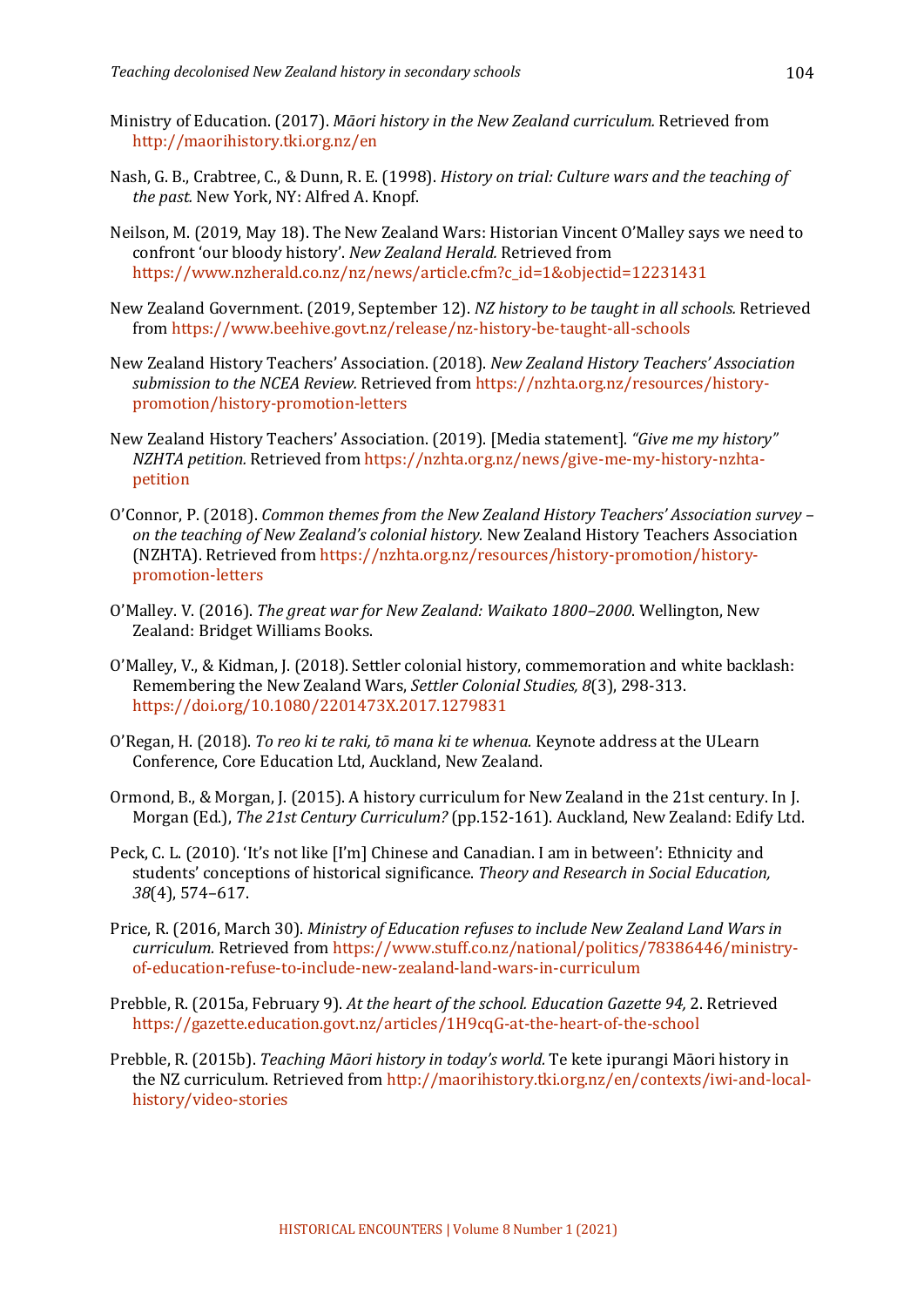Ministry of Education. (2017). *Māori history in the New Zealand curriculum.* Retrieved from http://maorihistory.tki.org.nz/en

Nash, G. B., Crabtree, C., & Dunn, R. E. (1998). *History on trial: Culture wars and the teaching of the past.* New York, NY: Alfred A. Knopf.

Neilson, M. (2019, May 18). The New Zealand Wars: Historian Vincent O'Malley says we need to confront 'our bloody history'. *New Zealand Herald.* Retrieved from https://www.nzherald.co.nz/nz/news/article.cfm?c_id=1&objectid=12231431

New Zealand Government. (2019, September 12). *NZ history to be taught in all schools.* Retrieved from https://www.beehive.govt.nz/release/nz-history-be-taught-all-schools

New Zealand History Teachers' Association. (2018). *New Zealand History Teachers' Association submission to the NCEA Review.* Retrieved from https://nzhta.org.nz/resources/history-promotion/history-promotion-letters

New Zealand History Teachers' Association. (2019). [Media statement]. *"Give me my history" NZHTA petition.* Retrieved from https://nzhta.org.nz/news/give-me-my-history-nzhta-petition

O'Connor, P. (2018). *Common themes from the New Zealand History Teachers' Association survey – on the teaching of New Zealand's colonial history.* New Zealand History Teachers Association (NZHTA). Retrieved from https://nzhta.org.nz/resources/history-promotion/history-promotion-letters

O'Malley. V. (2016). *The great war for New Zealand: Waikato 1800–2000*. Wellington, New Zealand: Bridget Williams Books.

O'Malley, V., & Kidman, J. (2018). Settler colonial history, commemoration and white backlash: Remembering the New Zealand Wars, *Settler Colonial Studies, 8*(3), 298-313. https://doi.org/10.1080/2201473X.2017.1279831

O'Regan, H. (2018). *To reo ki te raki, tō mana ki te whenua.* Keynote address at the ULearn Conference, Core Education Ltd, Auckland, New Zealand.

Ormond, B., & Morgan, J. (2015). A history curriculum for New Zealand in the 21st century. In J. Morgan (Ed.), *The 21st Century Curriculum?* (pp.152-161). Auckland, New Zealand: Edify Ltd.

Peck, C. L. (2010). 'It's not like [I'm] Chinese and Canadian. I am in between': Ethnicity and students' conceptions of historical significance. *Theory and Research in Social Education, 38*(4), 574–617.

Price, R. (2016, March 30). *Ministry of Education refuses to include New Zealand Land Wars in curriculum.* Retrieved from https://www.stuff.co.nz/national/politics/78386446/ministry-of-education-refuse-to-include-new-zealand-land-wars-in-curriculum

Prebble, R. (2015a, February 9). *At the heart of the school. Education Gazette 94,* 2. Retrieved https://gazette.education.govt.nz/articles/1H9cqG-at-the-heart-of-the-school

Prebble, R. (2015b). *Teaching Māori history in today's world.* Te kete ipurangi Māori history in the NZ curriculum. Retrieved from http://maorihistory.tki.org.nz/en/contexts/iwi-and-local-history/video-stories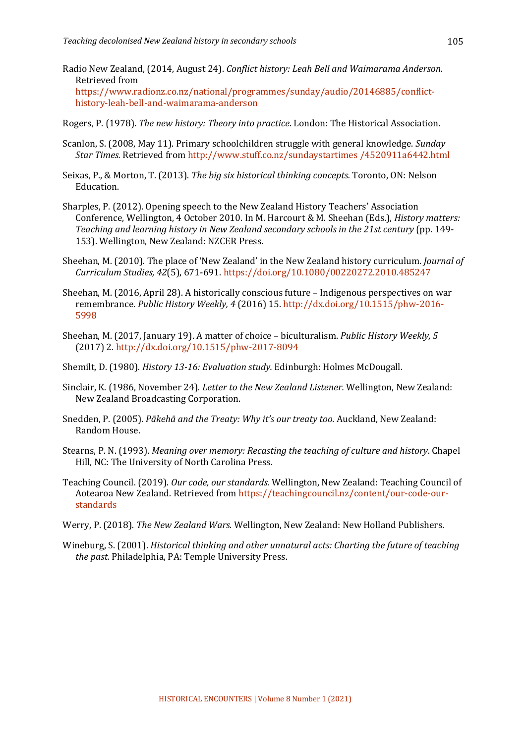Radio New Zealand, (2014, August 24). *Conflict history: Leah Bell and Waimarama Anderson.* Retrieved from https://www.radionz.co.nz/national/programmes/sunday/audio/20146885/conflict-history-leah-bell-and-waimarama-anderson

Rogers, P. (1978). *The new history: Theory into practice*. London: The Historical Association.

Scanlon, S. (2008, May 11). Primary schoolchildren struggle with general knowledge. *Sunday Star Times.* Retrieved from http://www.stuff.co.nz/sundaystartimes /4520911a6442.html

Seixas, P., & Morton, T. (2013). *The big six historical thinking concepts.* Toronto, ON: Nelson Education.

Sharples, P. (2012). Opening speech to the New Zealand History Teachers' Association Conference, Wellington, 4 October 2010. In M. Harcourt & M. Sheehan (Eds.), *History matters: Teaching and learning history in New Zealand secondary schools in the 21st century* (pp. 149-153). Wellington, New Zealand: NZCER Press.

Sheehan, M. (2010). The place of 'New Zealand' in the New Zealand history curriculum. *Journal of Curriculum Studies, 42*(5), 671-691. https://doi.org/10.1080/00220272.2010.485247

Sheehan, M. (2016, April 28). A historically conscious future – Indigenous perspectives on war remembrance. *Public History Weekly, 4* (2016) 15. http://dx.doi.org/10.1515/phw-2016-5998

Sheehan, M. (2017, January 19). A matter of choice – biculturalism. *Public History Weekly, 5* (2017) 2. http://dx.doi.org/10.1515/phw-2017-8094

Shemilt, D. (1980). *History 13-16: Evaluation study.* Edinburgh: Holmes McDougall.

Sinclair, K. (1986, November 24). *Letter to the New Zealand Listener.* Wellington, New Zealand: New Zealand Broadcasting Corporation.

Snedden, P. (2005). *Pākehā and the Treaty: Why it's our treaty too.* Auckland, New Zealand: Random House.

Stearns, P. N. (1993). *Meaning over memory: Recasting the teaching of culture and history*. Chapel Hill, NC: The University of North Carolina Press.

Teaching Council. (2019). *Our code, our standards.* Wellington, New Zealand: Teaching Council of Aotearoa New Zealand. Retrieved from https://teachingcouncil.nz/content/our-code-our-standards

Werry, P. (2018). *The New Zealand Wars.* Wellington, New Zealand: New Holland Publishers.

Wineburg, S. (2001). *Historical thinking and other unnatural acts: Charting the future of teaching the past.* Philadelphia, PA: Temple University Press.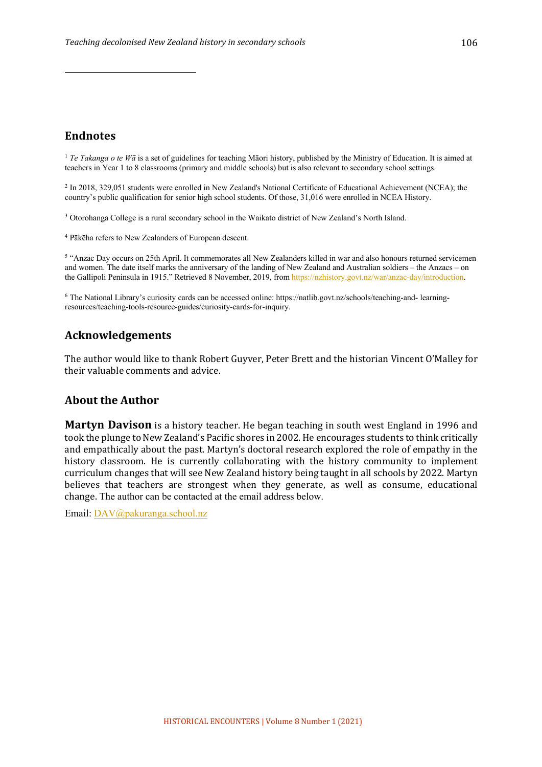## Endnotes

[1] *Te Takanga o te Wā* is a set of guidelines for teaching Māori history, published by the Ministry of Education. It is aimed at teachers in Year 1 to 8 classrooms (primary and middle schools) but is also relevant to secondary school settings.

[2] In 2018, 329,051 students were enrolled in New Zealand's National Certificate of Educational Achievement (NCEA); the country's public qualification for senior high school students. Of those, 31,016 were enrolled in NCEA History.

[3] Ōtorohanga College is a rural secondary school in the Waikato district of New Zealand's North Island.

[4] Pākēha refers to New Zealanders of European descent.

[5] "Anzac Day occurs on 25th April. It commemorates all New Zealanders killed in war and also honours returned servicemen and women. The date itself marks the anniversary of the landing of New Zealand and Australian soldiers – the Anzacs – on the Gallipoli Peninsula in 1915." Retrieved 8 November, 2019, from https://nzhistory.govt.nz/war/anzac-day/introduction.

[6] The National Library's curiosity cards can be accessed online: https://natlib.govt.nz/schools/teaching-and- learning-resources/teaching-tools-resource-guides/curiosity-cards-for-inquiry.

## Acknowledgements

The author would like to thank Robert Guyver, Peter Brett and the historian Vincent O'Malley for their valuable comments and advice.

## About the Author

**Martyn Davison** is a history teacher. He began teaching in south west England in 1996 and took the plunge to New Zealand's Pacific shores in 2002. He encourages students to think critically and empathically about the past. Martyn's doctoral research explored the role of empathy in the history classroom. He is currently collaborating with the history community to implement curriculum changes that will see New Zealand history being taught in all schools by 2022. Martyn believes that teachers are strongest when they generate, as well as consume, educational change. The author can be contacted at the email address below.

Email: DAV@pakuranga.school.nz